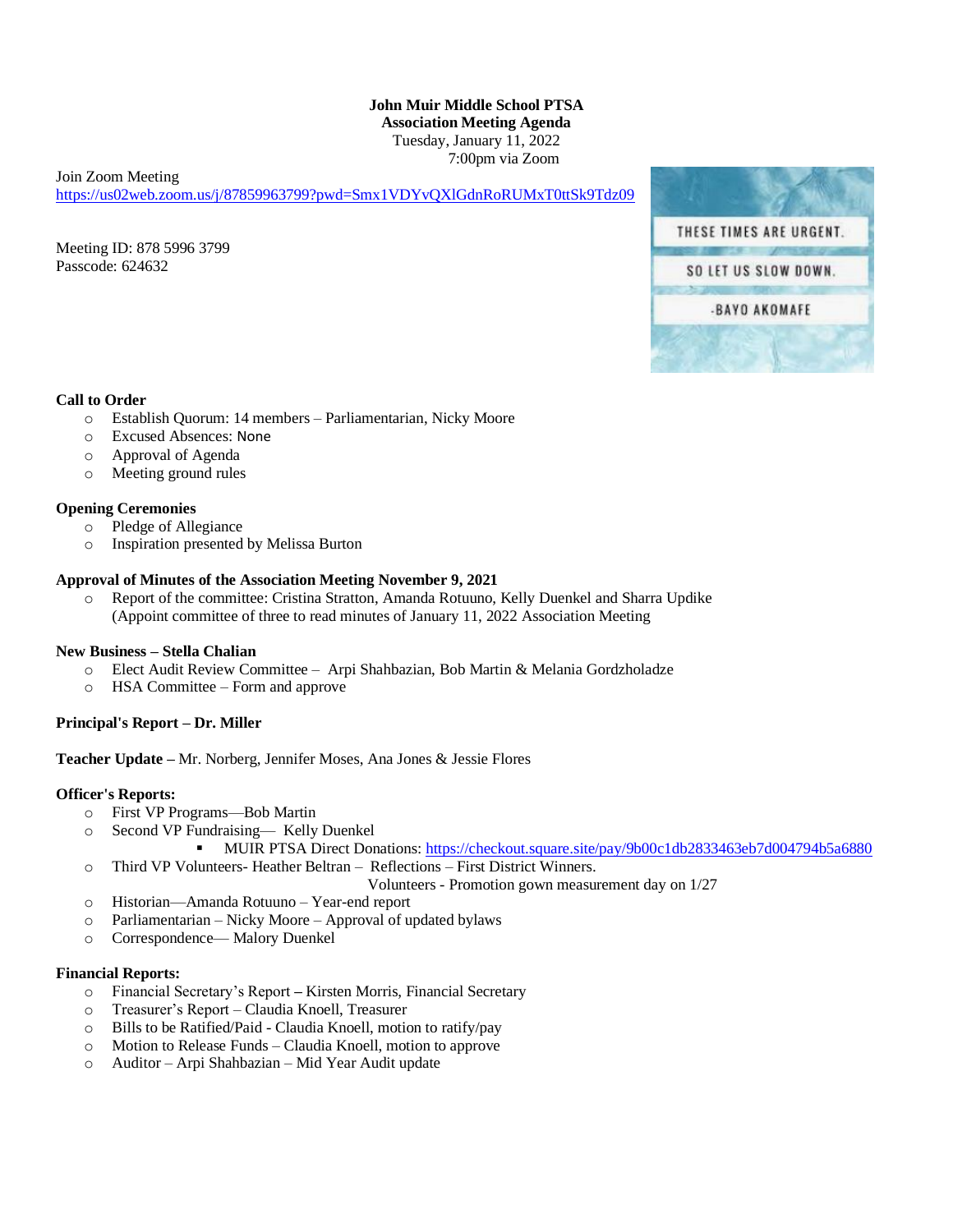**John Muir Middle School PTSA**
**Association Meeting Agenda**
Tuesday, January 11, 2022
7:00pm via Zoom

Join Zoom Meeting
https://us02web.zoom.us/j/87859963799?pwd=Smx1VDYvQXlGdnRoRUMxT0ttSk9Tdz09

Meeting ID: 878 5996 3799
Passcode: 624632

THESE TIMES ARE URGENT.
SO LET US SLOW DOWN.
-BAYO AKOMAFE

**Call to Order**

- Establish Quorum: 14 members – Parliamentarian, Nicky Moore
- Excused Absences: None
- Approval of Agenda
- Meeting ground rules

**Opening Ceremonies**

- Pledge of Allegiance
- Inspiration presented by Melissa Burton

**Approval of Minutes of the Association Meeting November 9, 2021**

- Report of the committee: Cristina Stratton, Amanda Rotuuno, Kelly Duenkel and Sharra Updike
  (Appoint committee of three to read minutes of January 11, 2022 Association Meeting

**New Business – Stella Chalian**

- Elect Audit Review Committee – Arpi Shahbazian, Bob Martin & Melania Gordzholadze
- HSA Committee – Form and approve

**Principal's Report – Dr. Miller**

**Teacher Update –** Mr. Norberg, Jennifer Moses, Ana Jones & Jessie Flores

**Officer's Reports:**

- First VP Programs—Bob Martin
- Second VP Fundraising— Kelly Duenkel
  - MUIR PTSA Direct Donations: https://checkout.square.site/pay/9b00c1db2833463eb7d004794b5a6880
- Third VP Volunteers- Heather Beltran – Reflections – First District Winners.
  Volunteers - Promotion gown measurement day on 1/27
- Historian—Amanda Rotuuno – Year-end report
- Parliamentarian – Nicky Moore – Approval of updated bylaws
- Correspondence— Malory Duenkel

**Financial Reports:**

- Financial Secretary's Report – Kirsten Morris, Financial Secretary
- Treasurer's Report – Claudia Knoell, Treasurer
- Bills to be Ratified/Paid - Claudia Knoell, motion to ratify/pay
- Motion to Release Funds – Claudia Knoell, motion to approve
- Auditor – Arpi Shahbazian – Mid Year Audit update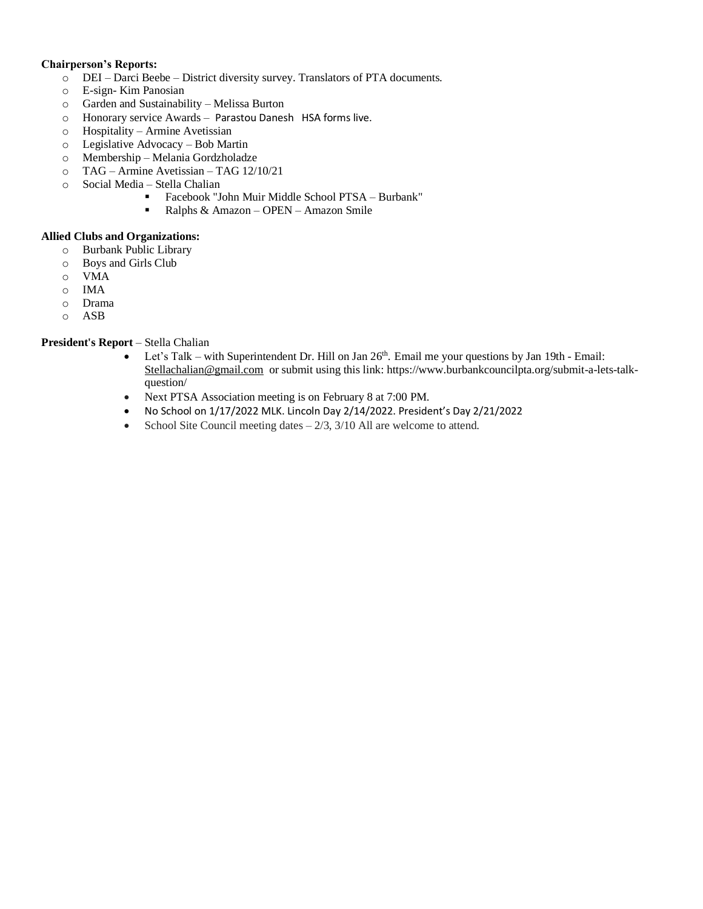**Chairperson's Reports:**

- DEI – Darci Beebe – District diversity survey. Translators of PTA documents.
- E-sign- Kim Panosian
- Garden and Sustainability – Melissa Burton
- Honorary service Awards – Parastou Danesh HSA forms live.
- Hospitality – Armine Avetissian
- Legislative Advocacy – Bob Martin
- Membership – Melania Gordzholadze
- TAG – Armine Avetissian – TAG 12/10/21
- Social Media – Stella Chalian
    - Facebook "John Muir Middle School PTSA – Burbank"
    - Ralphs & Amazon – OPEN – Amazon Smile

**Allied Clubs and Organizations:**

- Burbank Public Library
- Boys and Girls Club
- VMA
- IMA
- Drama
- ASB

**President's Report** – Stella Chalian

- Let's Talk – with Superintendent Dr. Hill on Jan 26th. Email me your questions by Jan 19th - Email: Stellachalian@gmail.com or submit using this link: https://www.burbankcouncilpta.org/submit-a-lets-talk-question/
- Next PTSA Association meeting is on February 8 at 7:00 PM.
- No School on 1/17/2022 MLK. Lincoln Day 2/14/2022. President's Day 2/21/2022
- School Site Council meeting dates – 2/3, 3/10 All are welcome to attend.